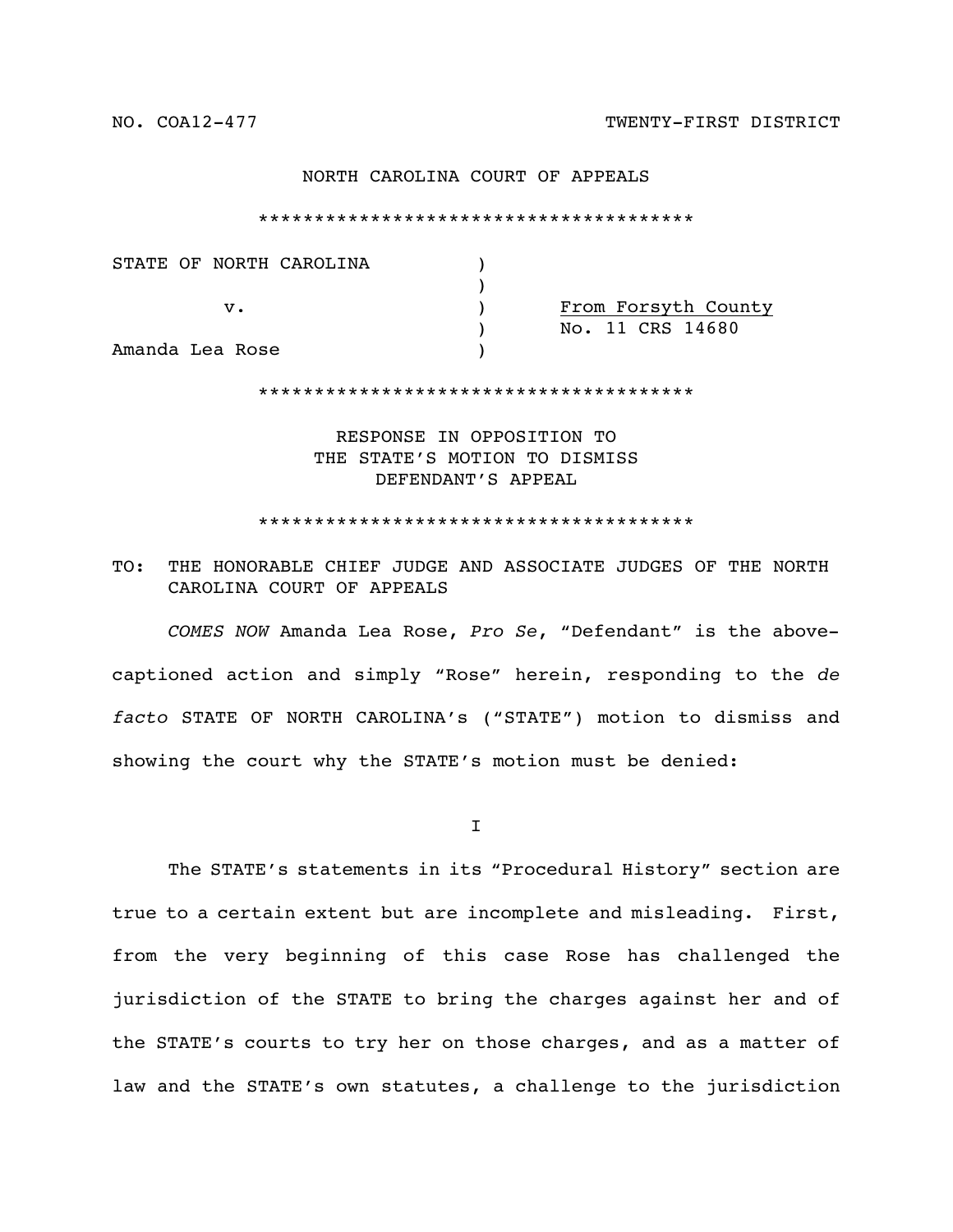NO. COA12-477 TWENTY-FIRST DISTRICT

NORTH CAROLINA COURT OF APPEALS

\*\*\*\*\*\*\*\*\*\*\*\*\*\*\*\*\*\*\*\*\*\*\*\*\*\*\*\*\*\*\*\*\*\*\*\*\*\*\*

| | | |
|---|---|---|
| STATE OF NORTH CAROLINA | ) | |
| | ) | |
| v. | ) | <u>From Forsyth County</u> |
| | ) | No. 11 CRS 14680 |
| Amanda Lea Rose | ) | |

\*\*\*\*\*\*\*\*\*\*\*\*\*\*\*\*\*\*\*\*\*\*\*\*\*\*\*\*\*\*\*\*\*\*\*\*\*\*\*

RESPONSE IN OPPOSITION TO
THE STATE'S MOTION TO DISMISS
DEFENDANT'S APPEAL

\*\*\*\*\*\*\*\*\*\*\*\*\*\*\*\*\*\*\*\*\*\*\*\*\*\*\*\*\*\*\*\*\*\*\*\*\*\*\*

TO: THE HONORABLE CHIEF JUDGE AND ASSOCIATE JUDGES OF THE NORTH CAROLINA COURT OF APPEALS

*COMES NOW* Amanda Lea Rose, *Pro Se*, "Defendant" is the above-captioned action and simply "Rose" herein, responding to the *de facto* STATE OF NORTH CAROLINA's ("STATE") motion to dismiss and showing the court why the STATE's motion must be denied:

I

The STATE's statements in its "Procedural History" section are true to a certain extent but are incomplete and misleading. First, from the very beginning of this case Rose has challenged the jurisdiction of the STATE to bring the charges against her and of the STATE's courts to try her on those charges, and as a matter of law and the STATE's own statutes, a challenge to the jurisdiction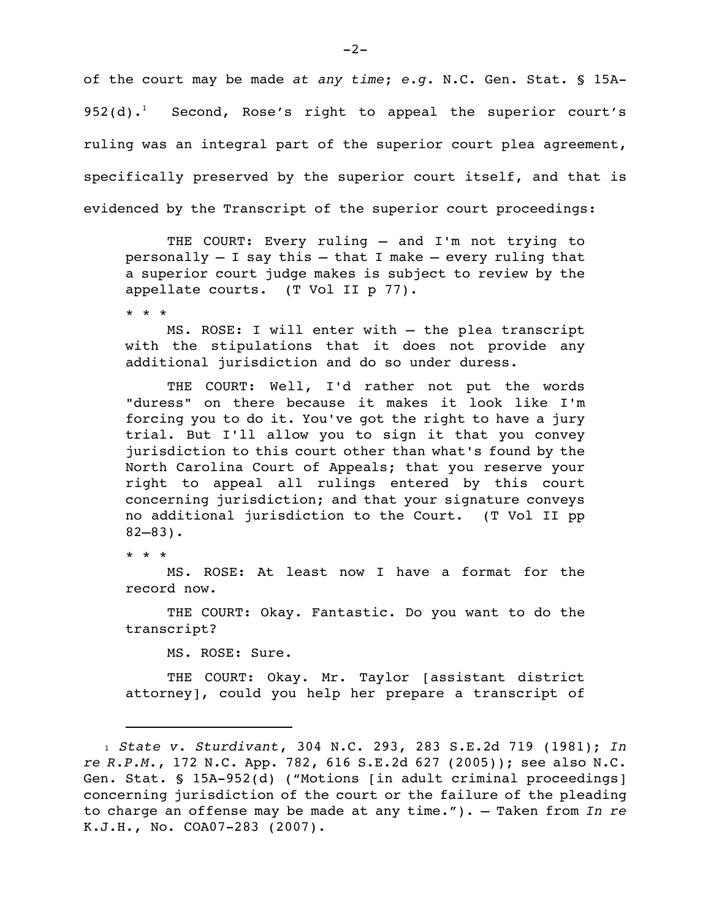of the court may be made *at any time*; *e.g*. N.C. Gen. Stat. § 15A-952(d).[1] Second, Rose's right to appeal the superior court's ruling was an integral part of the superior court plea agreement, specifically preserved by the superior court itself, and that is evidenced by the Transcript of the superior court proceedings:

> THE COURT: Every ruling – and I'm not trying to personally – I say this – that I make – every ruling that a superior court judge makes is subject to review by the appellate courts. (T Vol II p 77).
>
> \* \* \*
>
> MS. ROSE: I will enter with – the plea transcript with the stipulations that it does not provide any additional jurisdiction and do so under duress.
>
> THE COURT: Well, I'd rather not put the words "duress" on there because it makes it look like I'm forcing you to do it. You've got the right to have a jury trial. But I'll allow you to sign it that you convey jurisdiction to this court other than what's found by the North Carolina Court of Appeals; that you reserve your right to appeal all rulings entered by this court concerning jurisdiction; and that your signature conveys no additional jurisdiction to the Court. (T Vol II pp 82–83).
>
> \* \* \*
>
> MS. ROSE: At least now I have a format for the record now.
>
> THE COURT: Okay. Fantastic. Do you want to do the transcript?
>
> MS. ROSE: Sure.
>
> THE COURT: Okay. Mr. Taylor [assistant district attorney], could you help her prepare a transcript of

---

[1] *State v. Sturdivant*, 304 N.C. 293, 283 S.E.2d 719 (1981); *In re R.P.M.*, 172 N.C. App. 782, 616 S.E.2d 627 (2005)); see also N.C. Gen. Stat. § 15A-952(d) ("Motions [in adult criminal proceedings] concerning jurisdiction of the court or the failure of the pleading to charge an offense may be made at any time."). – Taken from *In re* K.J.H., No. COA07-283 (2007).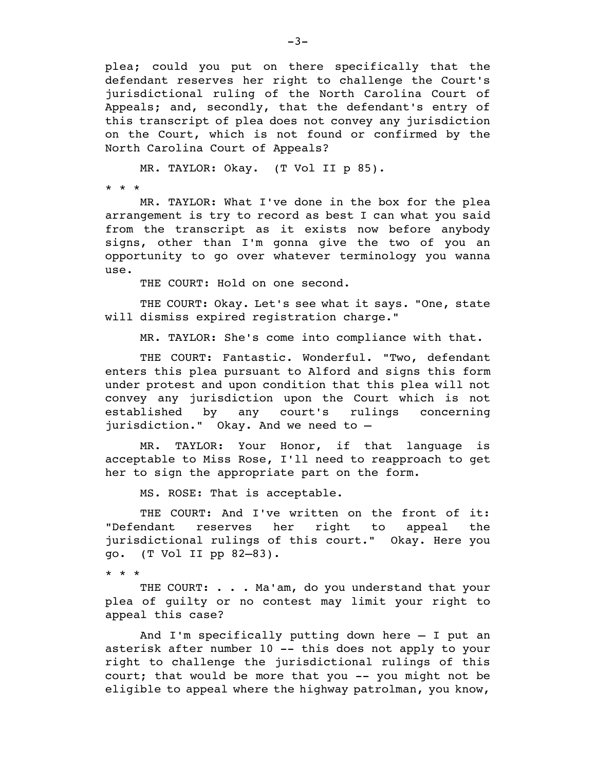plea; could you put on there specifically that the defendant reserves her right to challenge the Court's jurisdictional ruling of the North Carolina Court of Appeals; and, secondly, that the defendant's entry of this transcript of plea does not convey any jurisdiction on the Court, which is not found or confirmed by the North Carolina Court of Appeals?

MR. TAYLOR: Okay. (T Vol II p 85).

* * *

MR. TAYLOR: What I've done in the box for the plea arrangement is try to record as best I can what you said from the transcript as it exists now before anybody signs, other than I'm gonna give the two of you an opportunity to go over whatever terminology you wanna use.

THE COURT: Hold on one second.

THE COURT: Okay. Let's see what it says. "One, state will dismiss expired registration charge."

MR. TAYLOR: She's come into compliance with that.

THE COURT: Fantastic. Wonderful. "Two, defendant enters this plea pursuant to Alford and signs this form under protest and upon condition that this plea will not convey any jurisdiction upon the Court which is not established by any court's rulings concerning jurisdiction." Okay. And we need to –

MR. TAYLOR: Your Honor, if that language is acceptable to Miss Rose, I'll need to reapproach to get her to sign the appropriate part on the form.

MS. ROSE: That is acceptable.

THE COURT: And I've written on the front of it: "Defendant reserves her right to appeal the jurisdictional rulings of this court." Okay. Here you go. (T Vol II pp 82–83).

* * *

THE COURT: . . . Ma'am, do you understand that your plea of guilty or no contest may limit your right to appeal this case?

And I'm specifically putting down here – I put an asterisk after number 10 -- this does not apply to your right to challenge the jurisdictional rulings of this court; that would be more that you -- you might not be eligible to appeal where the highway patrolman, you know,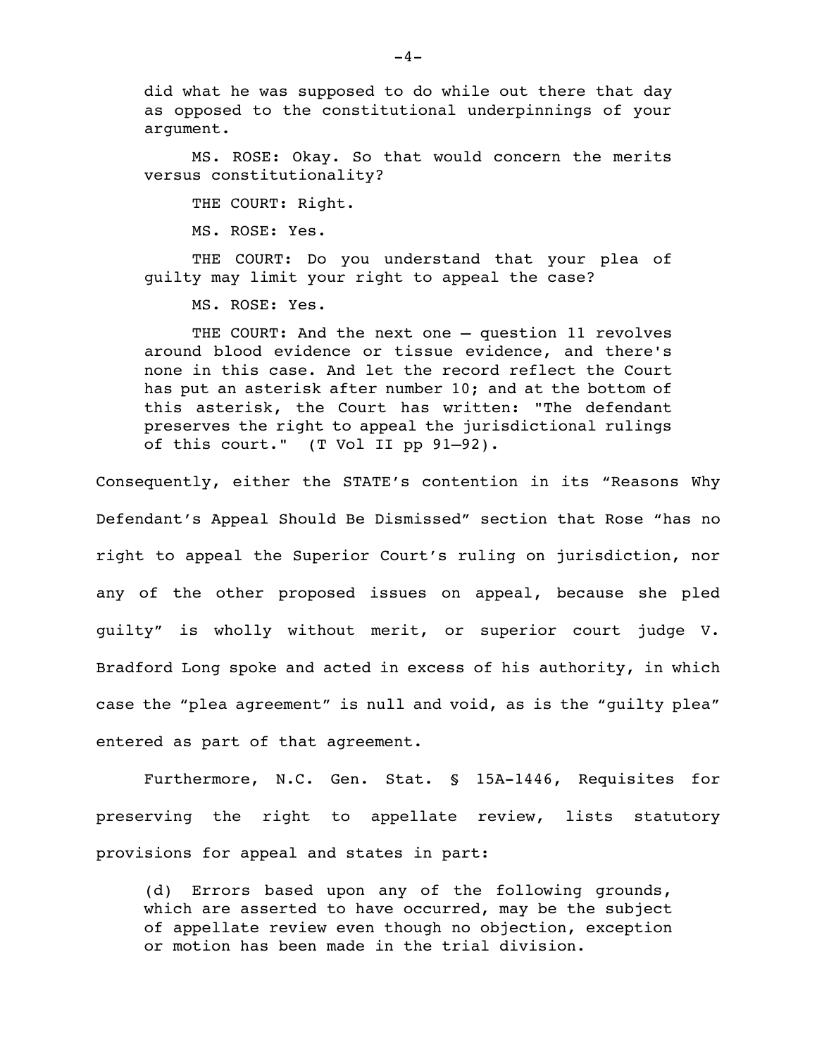> did what he was supposed to do while out there that day as opposed to the constitutional underpinnings of your argument.
>
> MS. ROSE: Okay. So that would concern the merits versus constitutionality?
>
> THE COURT: Right.
>
> MS. ROSE: Yes.
>
> THE COURT: Do you understand that your plea of guilty may limit your right to appeal the case?
>
> MS. ROSE: Yes.
>
> THE COURT: And the next one – question 11 revolves around blood evidence or tissue evidence, and there's none in this case. And let the record reflect the Court has put an asterisk after number 10; and at the bottom of this asterisk, the Court has written: "The defendant preserves the right to appeal the jurisdictional rulings of this court." (T Vol II pp 91–92).

Consequently, either the STATE's contention in its "Reasons Why Defendant's Appeal Should Be Dismissed" section that Rose "has no right to appeal the Superior Court's ruling on jurisdiction, nor any of the other proposed issues on appeal, because she pled guilty" is wholly without merit, or superior court judge V. Bradford Long spoke and acted in excess of his authority, in which case the "plea agreement" is null and void, as is the "guilty plea" entered as part of that agreement.

Furthermore, N.C. Gen. Stat. § 15A-1446, Requisites for preserving the right to appellate review, lists statutory provisions for appeal and states in part:

> (d) Errors based upon any of the following grounds, which are asserted to have occurred, may be the subject of appellate review even though no objection, exception or motion has been made in the trial division.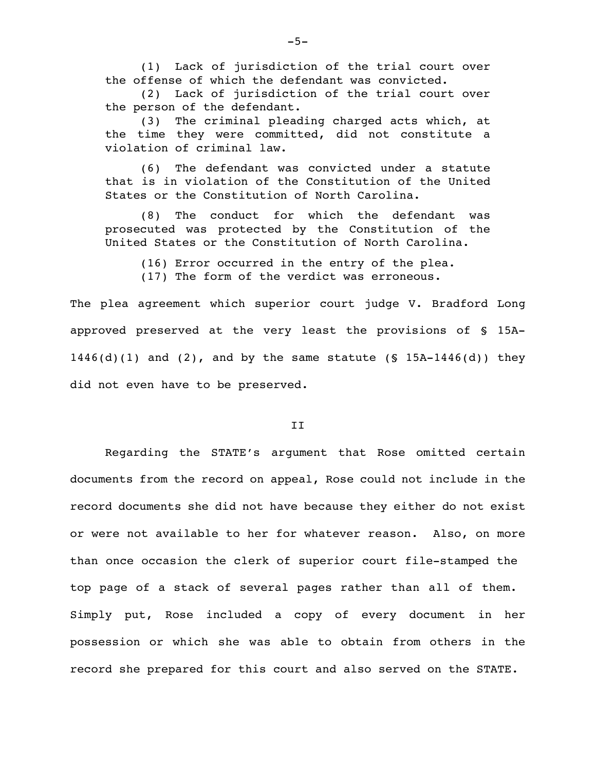(1) Lack of jurisdiction of the trial court over the offense of which the defendant was convicted.

(2) Lack of jurisdiction of the trial court over the person of the defendant.

(3) The criminal pleading charged acts which, at the time they were committed, did not constitute a violation of criminal law.

(6) The defendant was convicted under a statute that is in violation of the Constitution of the United States or the Constitution of North Carolina.

(8) The conduct for which the defendant was prosecuted was protected by the Constitution of the United States or the Constitution of North Carolina.

(16) Error occurred in the entry of the plea.

(17) The form of the verdict was erroneous.

The plea agreement which superior court judge V. Bradford Long approved preserved at the very least the provisions of § 15A-1446(d)(1) and (2), and by the same statute (§ 15A-1446(d)) they did not even have to be preserved.

II

Regarding the STATE's argument that Rose omitted certain documents from the record on appeal, Rose could not include in the record documents she did not have because they either do not exist or were not available to her for whatever reason. Also, on more than once occasion the clerk of superior court file-stamped the top page of a stack of several pages rather than all of them. Simply put, Rose included a copy of every document in her possession or which she was able to obtain from others in the record she prepared for this court and also served on the STATE.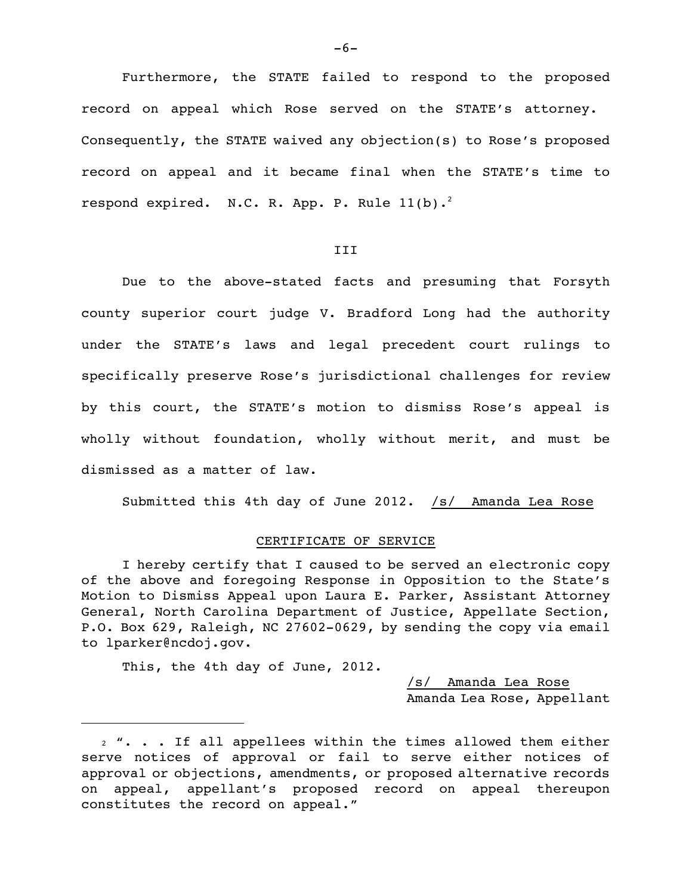Furthermore, the STATE failed to respond to the proposed record on appeal which Rose served on the STATE's attorney. Consequently, the STATE waived any objection(s) to Rose's proposed record on appeal and it became final when the STATE's time to respond expired. N.C. R. App. P. Rule 11(b).[2]

III

Due to the above-stated facts and presuming that Forsyth county superior court judge V. Bradford Long had the authority under the STATE's laws and legal precedent court rulings to specifically preserve Rose's jurisdictional challenges for review by this court, the STATE's motion to dismiss Rose's appeal is wholly without foundation, wholly without merit, and must be dismissed as a matter of law.

Submitted this 4th day of June 2012. /s/ Amanda Lea Rose

CERTIFICATE OF SERVICE

I hereby certify that I caused to be served an electronic copy of the above and foregoing Response in Opposition to the State's Motion to Dismiss Appeal upon Laura E. Parker, Assistant Attorney General, North Carolina Department of Justice, Appellate Section, P.O. Box 629, Raleigh, NC 27602-0629, by sending the copy via email to lparker@ncdoj.gov.

This, the 4th day of June, 2012.

/s/ Amanda Lea Rose
Amanda Lea Rose, Appellant

---

[2] ". . . If all appellees within the times allowed them either serve notices of approval or fail to serve either notices of approval or objections, amendments, or proposed alternative records on appeal, appellant's proposed record on appeal thereupon constitutes the record on appeal."